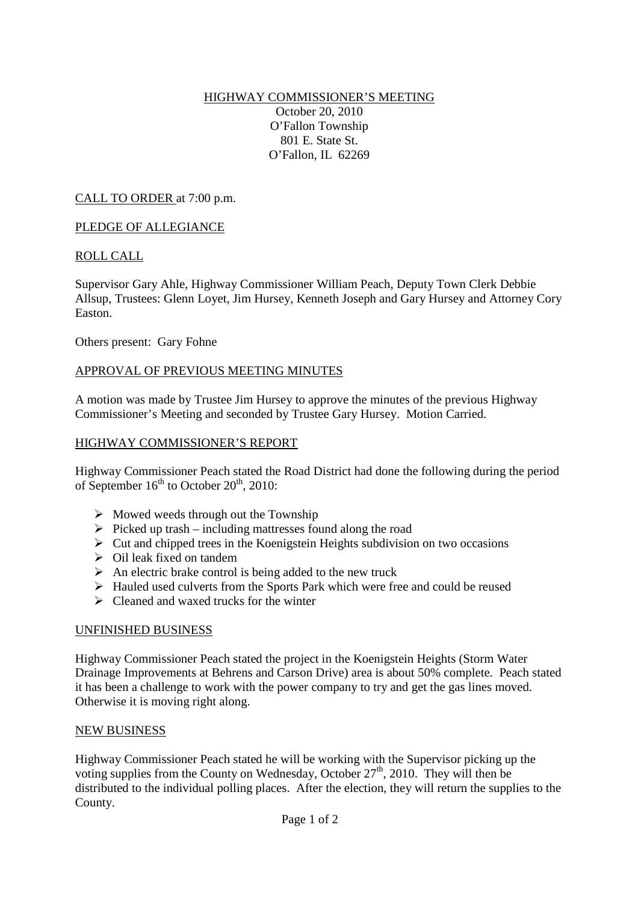# HIGHWAY COMMISSIONER'S MEETING

October 20, 2010
O'Fallon Township
801 E. State St.
O'Fallon, IL 62269

## CALL TO ORDER at 7:00 p.m.

## PLEDGE OF ALLEGIANCE

## ROLL CALL

Supervisor Gary Ahle, Highway Commissioner William Peach, Deputy Town Clerk Debbie Allsup, Trustees: Glenn Loyet, Jim Hursey, Kenneth Joseph and Gary Hursey and Attorney Cory Easton.

Others present: Gary Fohne

## APPROVAL OF PREVIOUS MEETING MINUTES

A motion was made by Trustee Jim Hursey to approve the minutes of the previous Highway Commissioner's Meeting and seconded by Trustee Gary Hursey. Motion Carried.

## HIGHWAY COMMISSIONER'S REPORT

Highway Commissioner Peach stated the Road District had done the following during the period of September 16th to October 20th, 2010:

- Mowed weeds through out the Township
- Picked up trash – including mattresses found along the road
- Cut and chipped trees in the Koenigstein Heights subdivision on two occasions
- Oil leak fixed on tandem
- An electric brake control is being added to the new truck
- Hauled used culverts from the Sports Park which were free and could be reused
- Cleaned and waxed trucks for the winter

## UNFINISHED BUSINESS

Highway Commissioner Peach stated the project in the Koenigstein Heights (Storm Water Drainage Improvements at Behrens and Carson Drive) area is about 50% complete. Peach stated it has been a challenge to work with the power company to try and get the gas lines moved. Otherwise it is moving right along.

## NEW BUSINESS

Highway Commissioner Peach stated he will be working with the Supervisor picking up the voting supplies from the County on Wednesday, October 27th, 2010. They will then be distributed to the individual polling places. After the election, they will return the supplies to the County.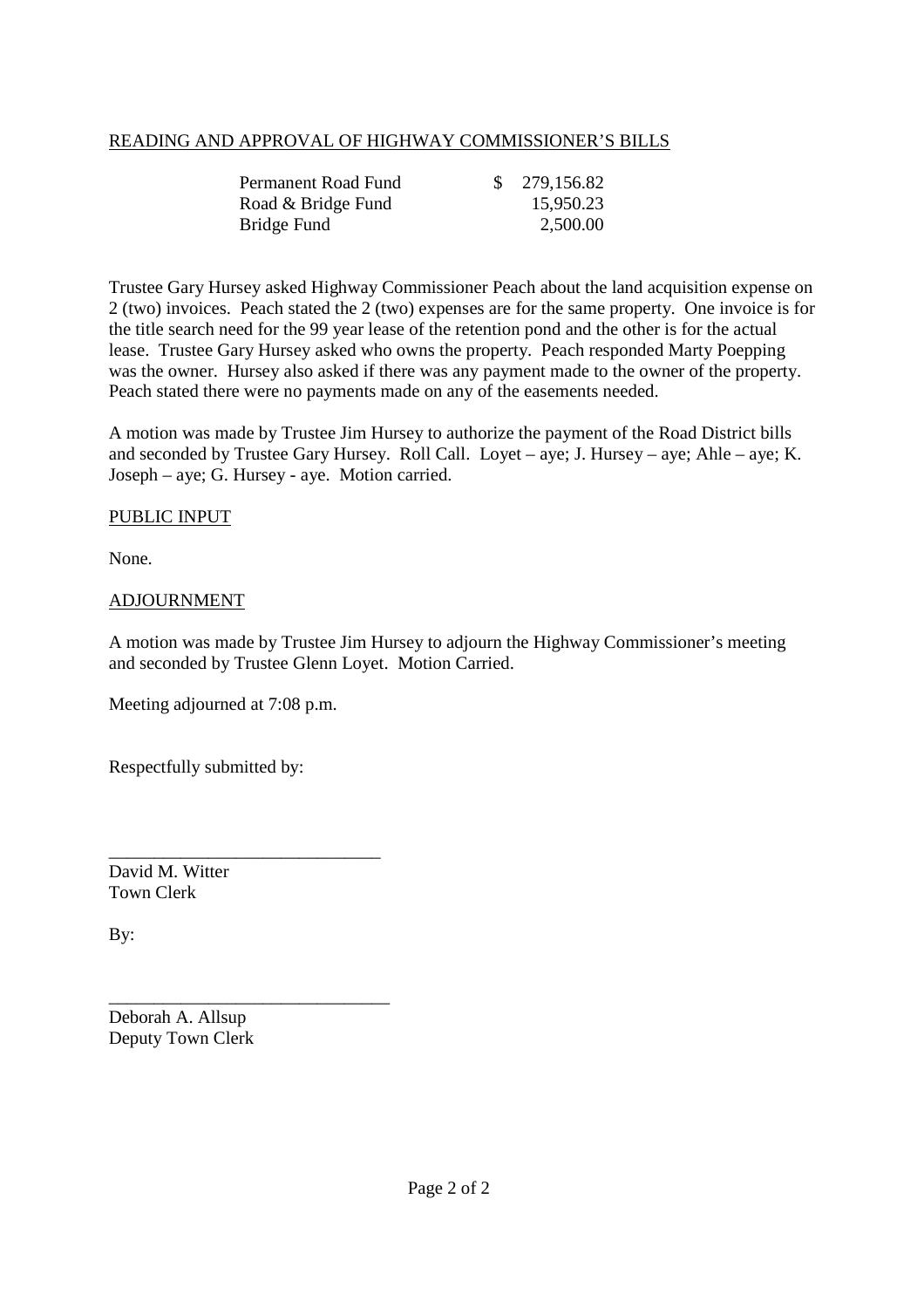READING AND APPROVAL OF HIGHWAY COMMISSIONER'S BILLS

| | |
|---|---|
| Permanent Road Fund | $ 279,156.82 |
| Road & Bridge Fund | 15,950.23 |
| Bridge Fund | 2,500.00 |

Trustee Gary Hursey asked Highway Commissioner Peach about the land acquisition expense on 2 (two) invoices. Peach stated the 2 (two) expenses are for the same property. One invoice is for the title search need for the 99 year lease of the retention pond and the other is for the actual lease. Trustee Gary Hursey asked who owns the property. Peach responded Marty Poepping was the owner. Hursey also asked if there was any payment made to the owner of the property. Peach stated there were no payments made on any of the easements needed.

A motion was made by Trustee Jim Hursey to authorize the payment of the Road District bills and seconded by Trustee Gary Hursey. Roll Call. Loyet – aye; J. Hursey – aye; Ahle – aye; K. Joseph – aye; G. Hursey - aye. Motion carried.

PUBLIC INPUT

None.

ADJOURNMENT

A motion was made by Trustee Jim Hursey to adjourn the Highway Commissioner's meeting and seconded by Trustee Glenn Loyet. Motion Carried.

Meeting adjourned at 7:08 p.m.

Respectfully submitted by:

______________________________
David M. Witter
Town Clerk

By:

______________________________
Deborah A. Allsup
Deputy Town Clerk